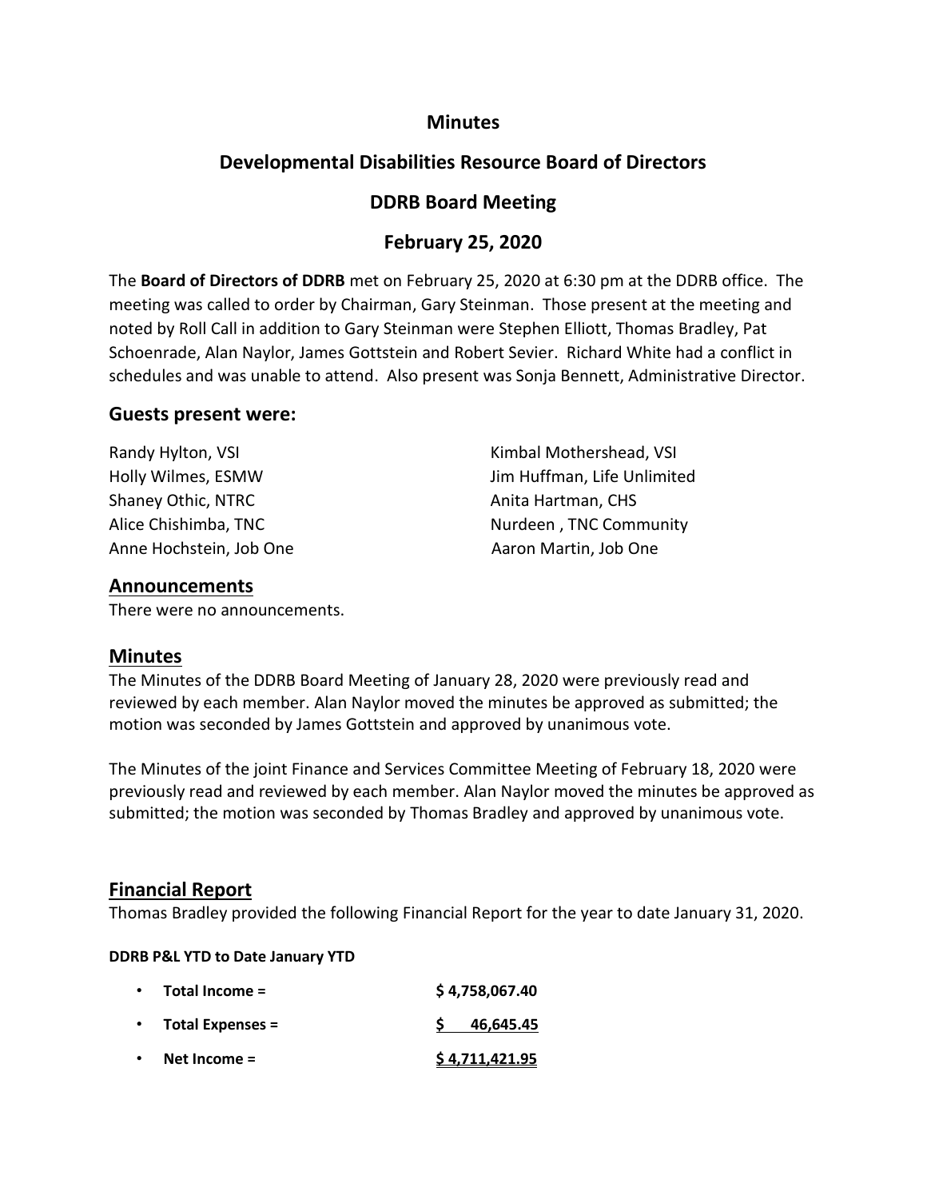# Minutes

## Developmental Disabilities Resource Board of Directors

## DDRB Board Meeting

## February 25, 2020

The **Board of Directors of DDRB** met on February 25, 2020 at 6:30 pm at the DDRB office. The meeting was called to order by Chairman, Gary Steinman. Those present at the meeting and noted by Roll Call in addition to Gary Steinman were Stephen Elliott, Thomas Bradley, Pat Schoenrade, Alan Naylor, James Gottstein and Robert Sevier. Richard White had a conflict in schedules and was unable to attend. Also present was Sonja Bennett, Administrative Director.

### Guests present were:

Randy Hylton, VSI
Kimbal Mothershead, VSI
Holly Wilmes, ESMW
Jim Huffman, Life Unlimited
Shaney Othic, NTRC
Anita Hartman, CHS
Alice Chishimba, TNC
Nurdeen , TNC Community
Anne Hochstein, Job One
Aaron Martin, Job One

### Announcements

There were no announcements.

### Minutes

The Minutes of the DDRB Board Meeting of January 28, 2020 were previously read and reviewed by each member. Alan Naylor moved the minutes be approved as submitted; the motion was seconded by James Gottstein and approved by unanimous vote.

The Minutes of the joint Finance and Services Committee Meeting of February 18, 2020 were previously read and reviewed by each member. Alan Naylor moved the minutes be approved as submitted; the motion was seconded by Thomas Bradley and approved by unanimous vote.

### Financial Report

Thomas Bradley provided the following Financial Report for the year to date January 31, 2020.

**DDRB P&L YTD to Date January YTD**

- **Total Income =** $ 4,758,067.40
- **Total Expenses =** $ 46,645.45
- **Net Income =** $ 4,711,421.95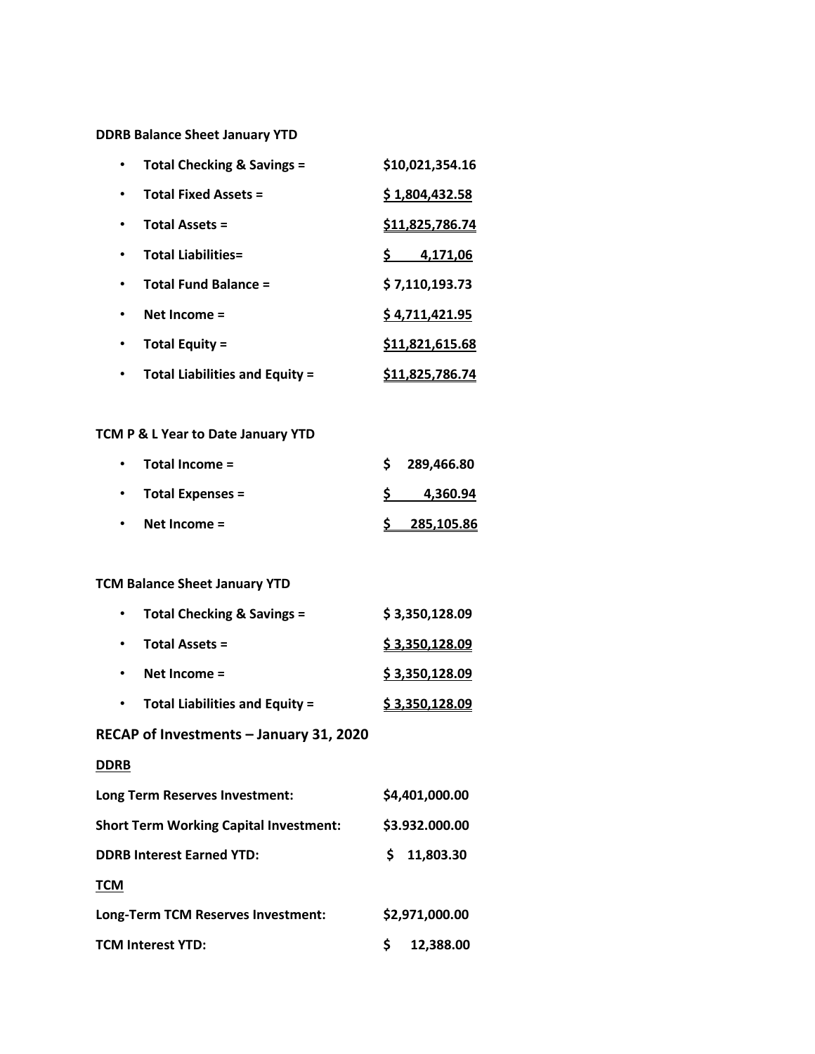**DDRB Balance Sheet January YTD**

- **Total Checking & Savings =** **$10,021,354.16**
- **Total Fixed Assets =** **$ 1,804,432.58**
- **Total Assets =** **$11,825,786.74**
- **Total Liabilities=** **$ 4,171,06**
- **Total Fund Balance =** **$ 7,110,193.73**
- **Net Income =** **$ 4,711,421.95**
- **Total Equity =** **$11,821,615.68**
- **Total Liabilities and Equity =** **$11,825,786.74**

**TCM P & L Year to Date January YTD**

- **Total Income =** **$ 289,466.80**
- **Total Expenses =** **$ 4,360.94**
- **Net Income =** **$ 285,105.86**

**TCM Balance Sheet January YTD**

- **Total Checking & Savings =** **$ 3,350,128.09**
- **Total Assets =** **$ 3,350,128.09**
- **Net Income =** **$ 3,350,128.09**
- **Total Liabilities and Equity =** **$ 3,350,128.09**

## RECAP of Investments – January 31, 2020

**DDRB**

| | |
|---|---|
| **Long Term Reserves Investment:** | **$4,401,000.00** |
| **Short Term Working Capital Investment:** | **$3.932.000.00** |
| **DDRB Interest Earned YTD:** | **$ 11,803.30** |

**TCM**

| | |
|---|---|
| **Long-Term TCM Reserves Investment:** | **$2,971,000.00** |
| **TCM Interest YTD:** | **$ 12,388.00** |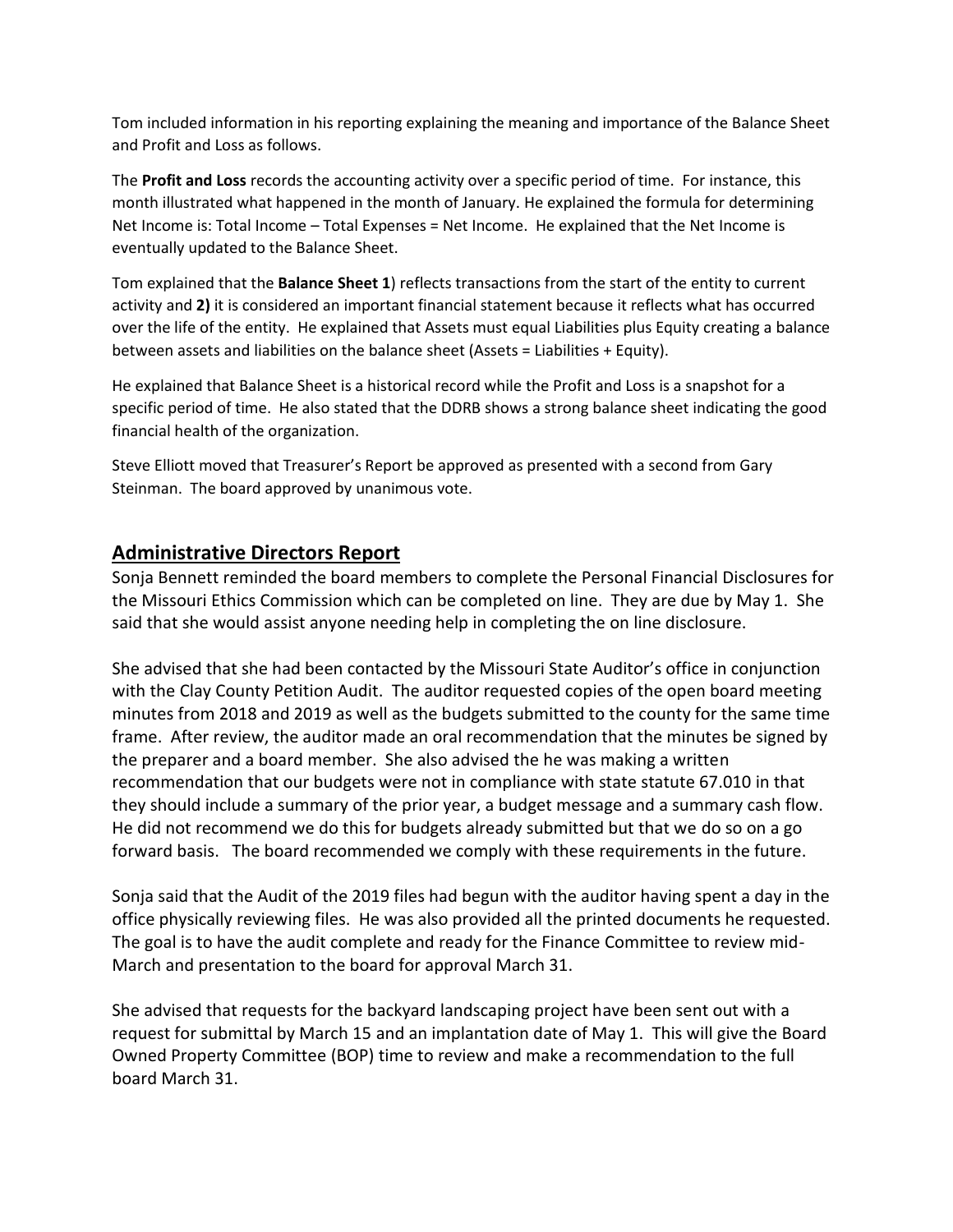Tom included information in his reporting explaining the meaning and importance of the Balance Sheet and Profit and Loss as follows.

The **Profit and Loss** records the accounting activity over a specific period of time. For instance, this month illustrated what happened in the month of January. He explained the formula for determining Net Income is: Total Income – Total Expenses = Net Income. He explained that the Net Income is eventually updated to the Balance Sheet.

Tom explained that the **Balance Sheet 1**) reflects transactions from the start of the entity to current activity and **2)** it is considered an important financial statement because it reflects what has occurred over the life of the entity. He explained that Assets must equal Liabilities plus Equity creating a balance between assets and liabilities on the balance sheet (Assets = Liabilities + Equity).

He explained that Balance Sheet is a historical record while the Profit and Loss is a snapshot for a specific period of time. He also stated that the DDRB shows a strong balance sheet indicating the good financial health of the organization.

Steve Elliott moved that Treasurer's Report be approved as presented with a second from Gary Steinman. The board approved by unanimous vote.

## Administrative Directors Report

Sonja Bennett reminded the board members to complete the Personal Financial Disclosures for the Missouri Ethics Commission which can be completed on line. They are due by May 1. She said that she would assist anyone needing help in completing the on line disclosure.

She advised that she had been contacted by the Missouri State Auditor's office in conjunction with the Clay County Petition Audit. The auditor requested copies of the open board meeting minutes from 2018 and 2019 as well as the budgets submitted to the county for the same time frame. After review, the auditor made an oral recommendation that the minutes be signed by the preparer and a board member. She also advised the he was making a written recommendation that our budgets were not in compliance with state statute 67.010 in that they should include a summary of the prior year, a budget message and a summary cash flow. He did not recommend we do this for budgets already submitted but that we do so on a go forward basis. The board recommended we comply with these requirements in the future.

Sonja said that the Audit of the 2019 files had begun with the auditor having spent a day in the office physically reviewing files. He was also provided all the printed documents he requested. The goal is to have the audit complete and ready for the Finance Committee to review mid-March and presentation to the board for approval March 31.

She advised that requests for the backyard landscaping project have been sent out with a request for submittal by March 15 and an implantation date of May 1. This will give the Board Owned Property Committee (BOP) time to review and make a recommendation to the full board March 31.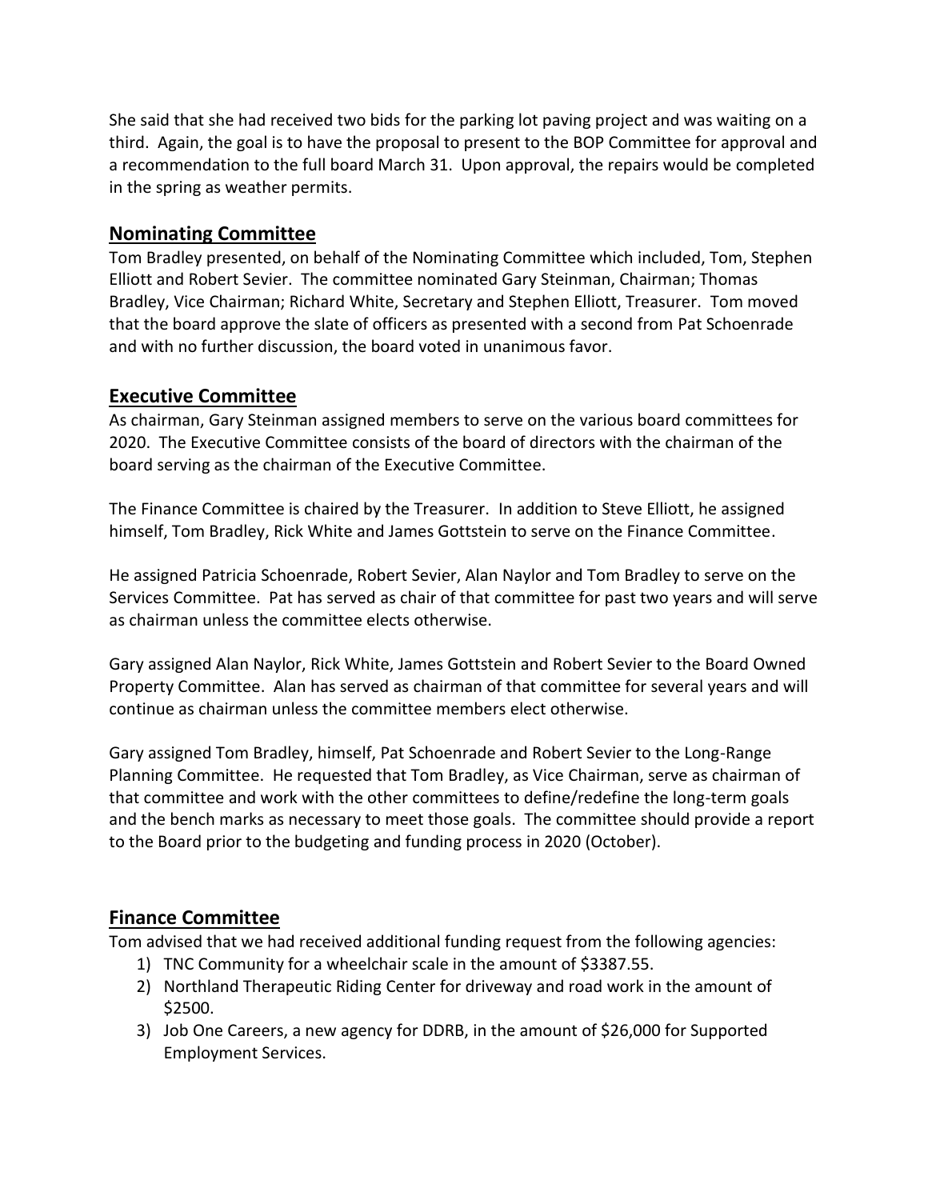She said that she had received two bids for the parking lot paving project and was waiting on a third. Again, the goal is to have the proposal to present to the BOP Committee for approval and a recommendation to the full board March 31. Upon approval, the repairs would be completed in the spring as weather permits.

## Nominating Committee

Tom Bradley presented, on behalf of the Nominating Committee which included, Tom, Stephen Elliott and Robert Sevier. The committee nominated Gary Steinman, Chairman; Thomas Bradley, Vice Chairman; Richard White, Secretary and Stephen Elliott, Treasurer. Tom moved that the board approve the slate of officers as presented with a second from Pat Schoenrade and with no further discussion, the board voted in unanimous favor.

## Executive Committee

As chairman, Gary Steinman assigned members to serve on the various board committees for 2020. The Executive Committee consists of the board of directors with the chairman of the board serving as the chairman of the Executive Committee.

The Finance Committee is chaired by the Treasurer. In addition to Steve Elliott, he assigned himself, Tom Bradley, Rick White and James Gottstein to serve on the Finance Committee.

He assigned Patricia Schoenrade, Robert Sevier, Alan Naylor and Tom Bradley to serve on the Services Committee. Pat has served as chair of that committee for past two years and will serve as chairman unless the committee elects otherwise.

Gary assigned Alan Naylor, Rick White, James Gottstein and Robert Sevier to the Board Owned Property Committee. Alan has served as chairman of that committee for several years and will continue as chairman unless the committee members elect otherwise.

Gary assigned Tom Bradley, himself, Pat Schoenrade and Robert Sevier to the Long-Range Planning Committee. He requested that Tom Bradley, as Vice Chairman, serve as chairman of that committee and work with the other committees to define/redefine the long-term goals and the bench marks as necessary to meet those goals. The committee should provide a report to the Board prior to the budgeting and funding process in 2020 (October).

## Finance Committee

Tom advised that we had received additional funding request from the following agencies:

1) TNC Community for a wheelchair scale in the amount of $3387.55.
2) Northland Therapeutic Riding Center for driveway and road work in the amount of $2500.
3) Job One Careers, a new agency for DDRB, in the amount of $26,000 for Supported Employment Services.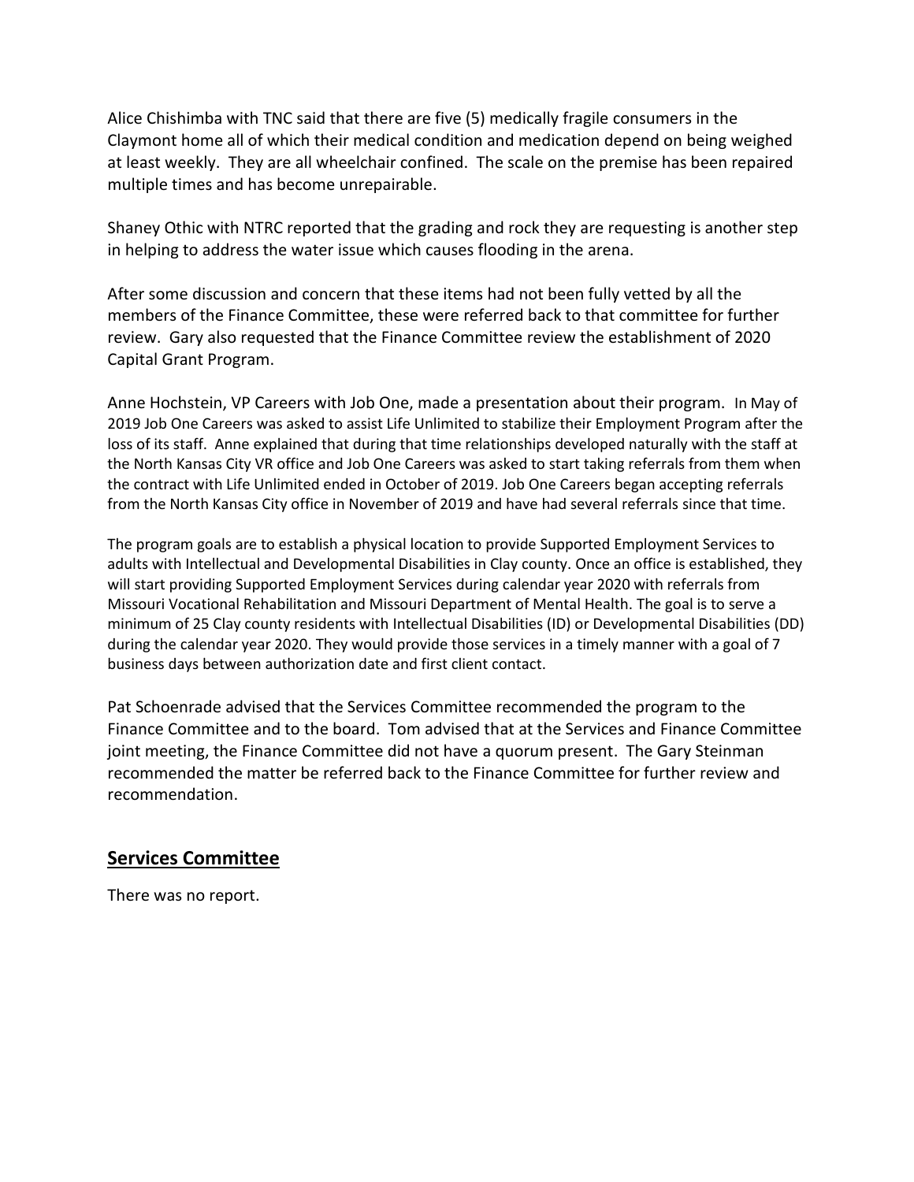Alice Chishimba with TNC said that there are five (5) medically fragile consumers in the Claymont home all of which their medical condition and medication depend on being weighed at least weekly. They are all wheelchair confined. The scale on the premise has been repaired multiple times and has become unrepairable.

Shaney Othic with NTRC reported that the grading and rock they are requesting is another step in helping to address the water issue which causes flooding in the arena.

After some discussion and concern that these items had not been fully vetted by all the members of the Finance Committee, these were referred back to that committee for further review. Gary also requested that the Finance Committee review the establishment of 2020 Capital Grant Program.

Anne Hochstein, VP Careers with Job One, made a presentation about their program. In May of 2019 Job One Careers was asked to assist Life Unlimited to stabilize their Employment Program after the loss of its staff. Anne explained that during that time relationships developed naturally with the staff at the North Kansas City VR office and Job One Careers was asked to start taking referrals from them when the contract with Life Unlimited ended in October of 2019. Job One Careers began accepting referrals from the North Kansas City office in November of 2019 and have had several referrals since that time.

The program goals are to establish a physical location to provide Supported Employment Services to adults with Intellectual and Developmental Disabilities in Clay county. Once an office is established, they will start providing Supported Employment Services during calendar year 2020 with referrals from Missouri Vocational Rehabilitation and Missouri Department of Mental Health. The goal is to serve a minimum of 25 Clay county residents with Intellectual Disabilities (ID) or Developmental Disabilities (DD) during the calendar year 2020. They would provide those services in a timely manner with a goal of 7 business days between authorization date and first client contact.

Pat Schoenrade advised that the Services Committee recommended the program to the Finance Committee and to the board. Tom advised that at the Services and Finance Committee joint meeting, the Finance Committee did not have a quorum present. The Gary Steinman recommended the matter be referred back to the Finance Committee for further review and recommendation.

## Services Committee

There was no report.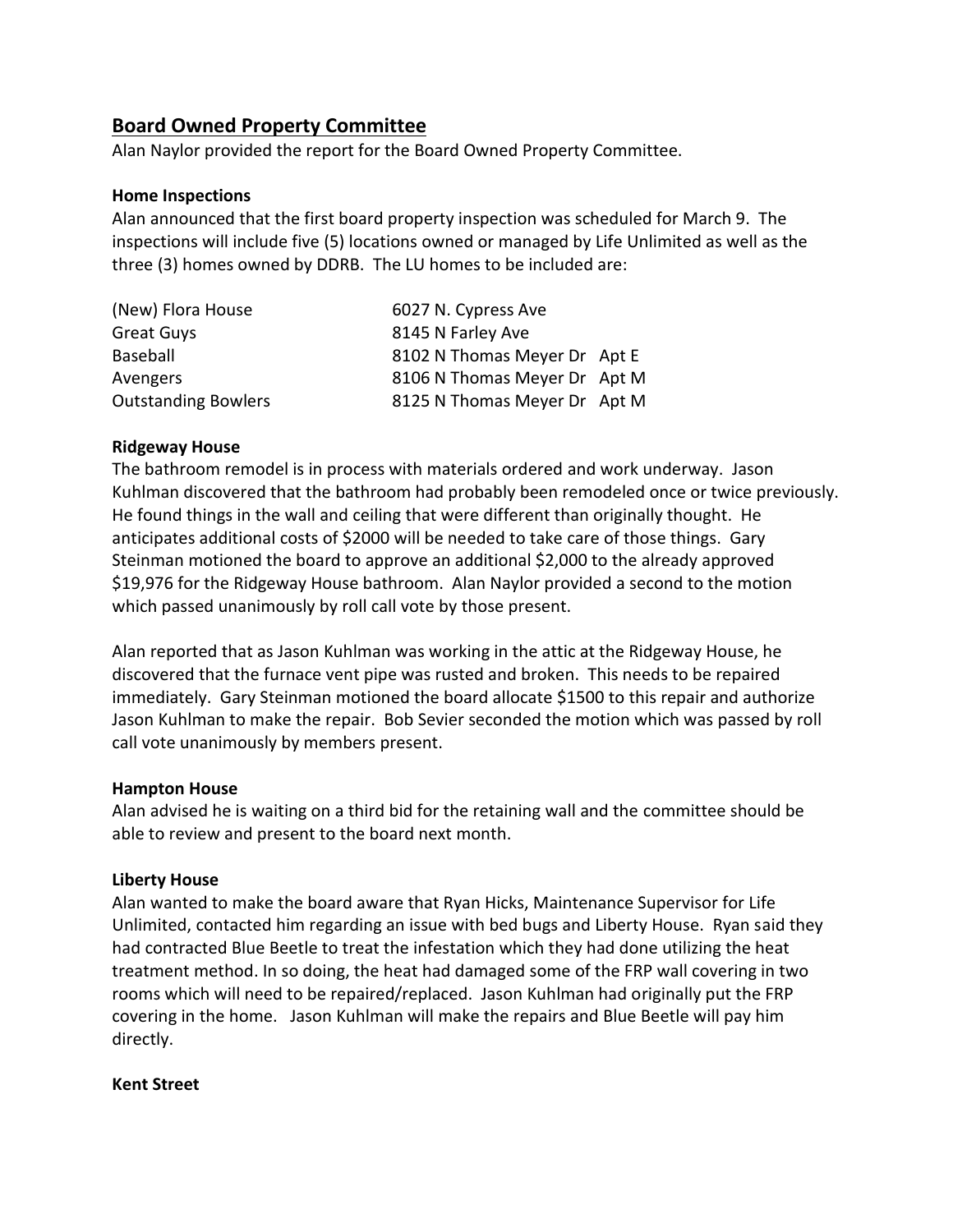## Board Owned Property Committee

Alan Naylor provided the report for the Board Owned Property Committee.

**Home Inspections**

Alan announced that the first board property inspection was scheduled for March 9. The inspections will include five (5) locations owned or managed by Life Unlimited as well as the three (3) homes owned by DDRB. The LU homes to be included are:

| | |
|---|---|
| (New) Flora House | 6027 N. Cypress Ave |
| Great Guys | 8145 N Farley Ave |
| Baseball | 8102 N Thomas Meyer Dr Apt E |
| Avengers | 8106 N Thomas Meyer Dr Apt M |
| Outstanding Bowlers | 8125 N Thomas Meyer Dr Apt M |

**Ridgeway House**

The bathroom remodel is in process with materials ordered and work underway. Jason Kuhlman discovered that the bathroom had probably been remodeled once or twice previously. He found things in the wall and ceiling that were different than originally thought. He anticipates additional costs of $2000 will be needed to take care of those things. Gary Steinman motioned the board to approve an additional $2,000 to the already approved $19,976 for the Ridgeway House bathroom. Alan Naylor provided a second to the motion which passed unanimously by roll call vote by those present.

Alan reported that as Jason Kuhlman was working in the attic at the Ridgeway House, he discovered that the furnace vent pipe was rusted and broken. This needs to be repaired immediately. Gary Steinman motioned the board allocate $1500 to this repair and authorize Jason Kuhlman to make the repair. Bob Sevier seconded the motion which was passed by roll call vote unanimously by members present.

**Hampton House**

Alan advised he is waiting on a third bid for the retaining wall and the committee should be able to review and present to the board next month.

**Liberty House**

Alan wanted to make the board aware that Ryan Hicks, Maintenance Supervisor for Life Unlimited, contacted him regarding an issue with bed bugs and Liberty House. Ryan said they had contracted Blue Beetle to treat the infestation which they had done utilizing the heat treatment method. In so doing, the heat had damaged some of the FRP wall covering in two rooms which will need to be repaired/replaced. Jason Kuhlman had originally put the FRP covering in the home. Jason Kuhlman will make the repairs and Blue Beetle will pay him directly.

**Kent Street**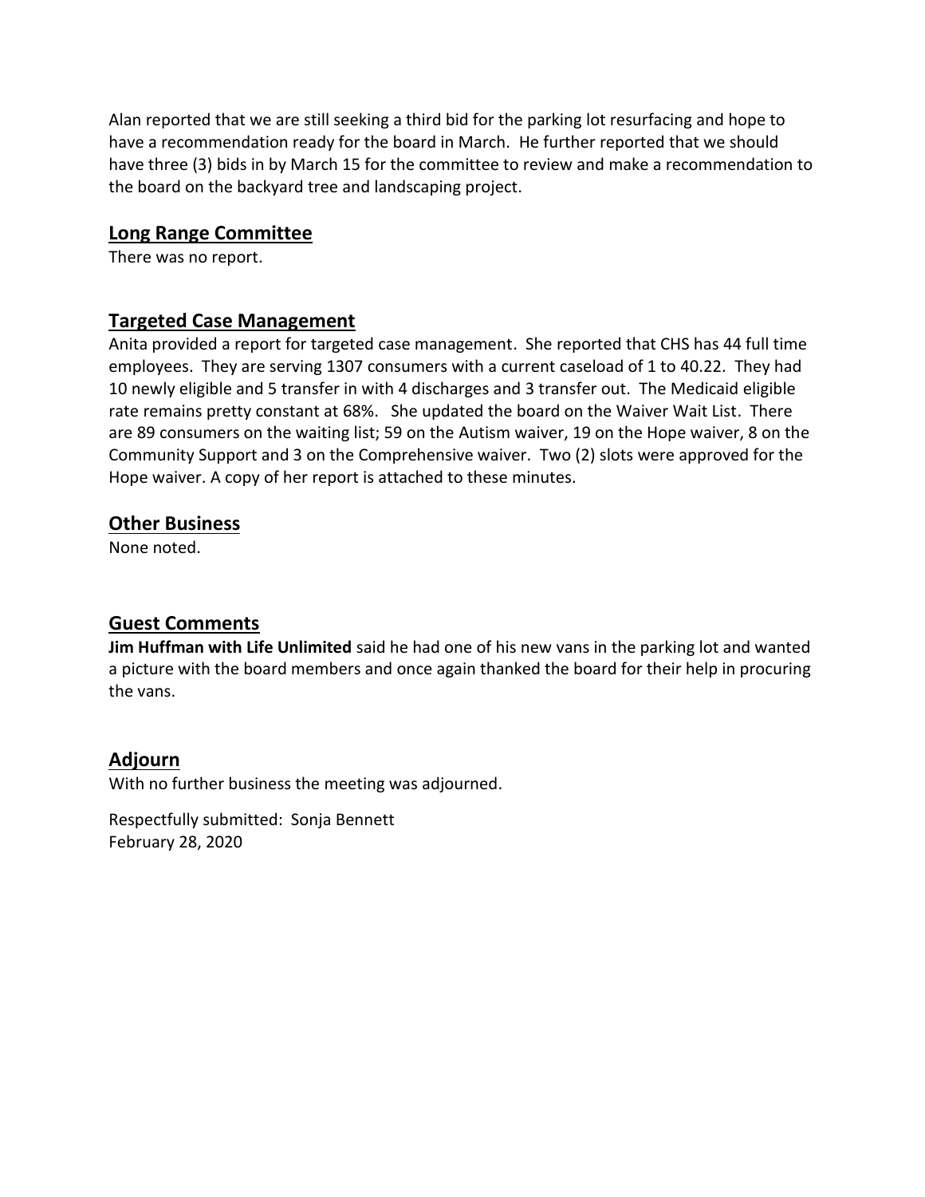Alan reported that we are still seeking a third bid for the parking lot resurfacing and hope to have a recommendation ready for the board in March. He further reported that we should have three (3) bids in by March 15 for the committee to review and make a recommendation to the board on the backyard tree and landscaping project.

## Long Range Committee

There was no report.

## Targeted Case Management

Anita provided a report for targeted case management. She reported that CHS has 44 full time employees. They are serving 1307 consumers with a current caseload of 1 to 40.22. They had 10 newly eligible and 5 transfer in with 4 discharges and 3 transfer out. The Medicaid eligible rate remains pretty constant at 68%. She updated the board on the Waiver Wait List. There are 89 consumers on the waiting list; 59 on the Autism waiver, 19 on the Hope waiver, 8 on the Community Support and 3 on the Comprehensive waiver. Two (2) slots were approved for the Hope waiver. A copy of her report is attached to these minutes.

## Other Business

None noted.

## Guest Comments

**Jim Huffman with Life Unlimited** said he had one of his new vans in the parking lot and wanted a picture with the board members and once again thanked the board for their help in procuring the vans.

## Adjourn

With no further business the meeting was adjourned.

Respectfully submitted: Sonja Bennett
February 28, 2020